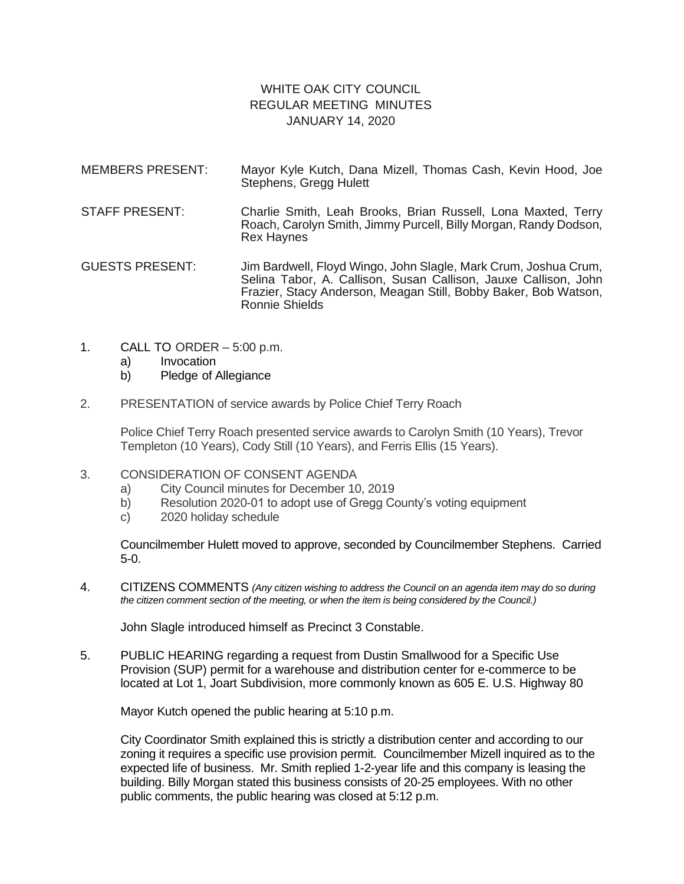# WHITE OAK CITY COUNCIL
## REGULAR MEETING MINUTES
### JANUARY 14, 2020

MEMBERS PRESENT: Mayor Kyle Kutch, Dana Mizell, Thomas Cash, Kevin Hood, Joe Stephens, Gregg Hulett

STAFF PRESENT: Charlie Smith, Leah Brooks, Brian Russell, Lona Maxted, Terry Roach, Carolyn Smith, Jimmy Purcell, Billy Morgan, Randy Dodson, Rex Haynes

GUESTS PRESENT: Jim Bardwell, Floyd Wingo, John Slagle, Mark Crum, Joshua Crum, Selina Tabor, A. Callison, Susan Callison, Jauxe Callison, John Frazier, Stacy Anderson, Meagan Still, Bobby Baker, Bob Watson, Ronnie Shields

1. CALL TO ORDER – 5:00 p.m.
   a) Invocation
   b) Pledge of Allegiance

2. PRESENTATION of service awards by Police Chief Terry Roach

   Police Chief Terry Roach presented service awards to Carolyn Smith (10 Years), Trevor Templeton (10 Years), Cody Still (10 Years), and Ferris Ellis (15 Years).

3. CONSIDERATION OF CONSENT AGENDA
   a) City Council minutes for December 10, 2019
   b) Resolution 2020-01 to adopt use of Gregg County's voting equipment
   c) 2020 holiday schedule

   Councilmember Hulett moved to approve, seconded by Councilmember Stephens. Carried 5-0.

4. CITIZENS COMMENTS *(Any citizen wishing to address the Council on an agenda item may do so during the citizen comment section of the meeting, or when the item is being considered by the Council.)*

   John Slagle introduced himself as Precinct 3 Constable.

5. PUBLIC HEARING regarding a request from Dustin Smallwood for a Specific Use Provision (SUP) permit for a warehouse and distribution center for e-commerce to be located at Lot 1, Joart Subdivision, more commonly known as 605 E. U.S. Highway 80

   Mayor Kutch opened the public hearing at 5:10 p.m.

   City Coordinator Smith explained this is strictly a distribution center and according to our zoning it requires a specific use provision permit. Councilmember Mizell inquired as to the expected life of business. Mr. Smith replied 1-2-year life and this company is leasing the building. Billy Morgan stated this business consists of 20-25 employees. With no other public comments, the public hearing was closed at 5:12 p.m.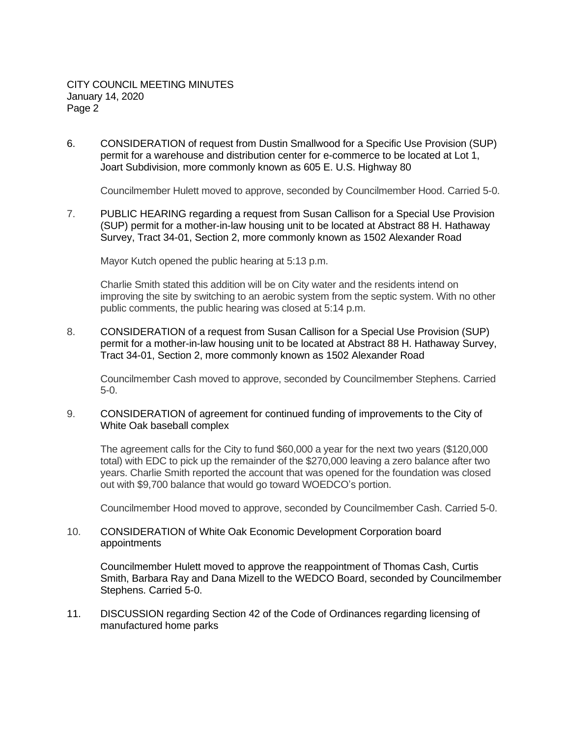6. CONSIDERATION of request from Dustin Smallwood for a Specific Use Provision (SUP) permit for a warehouse and distribution center for e-commerce to be located at Lot 1, Joart Subdivision, more commonly known as 605 E. U.S. Highway 80

   Councilmember Hulett moved to approve, seconded by Councilmember Hood. Carried 5-0.

7. PUBLIC HEARING regarding a request from Susan Callison for a Special Use Provision (SUP) permit for a mother-in-law housing unit to be located at Abstract 88 H. Hathaway Survey, Tract 34-01, Section 2, more commonly known as 1502 Alexander Road

   Mayor Kutch opened the public hearing at 5:13 p.m.

   Charlie Smith stated this addition will be on City water and the residents intend on improving the site by switching to an aerobic system from the septic system. With no other public comments, the public hearing was closed at 5:14 p.m.

8. CONSIDERATION of a request from Susan Callison for a Special Use Provision (SUP) permit for a mother-in-law housing unit to be located at Abstract 88 H. Hathaway Survey, Tract 34-01, Section 2, more commonly known as 1502 Alexander Road

   Councilmember Cash moved to approve, seconded by Councilmember Stephens. Carried 5-0.

9. CONSIDERATION of agreement for continued funding of improvements to the City of White Oak baseball complex

   The agreement calls for the City to fund $60,000 a year for the next two years ($120,000 total) with EDC to pick up the remainder of the $270,000 leaving a zero balance after two years. Charlie Smith reported the account that was opened for the foundation was closed out with $9,700 balance that would go toward WOEDCO's portion.

   Councilmember Hood moved to approve, seconded by Councilmember Cash. Carried 5-0.

10. CONSIDERATION of White Oak Economic Development Corporation board appointments

    Councilmember Hulett moved to approve the reappointment of Thomas Cash, Curtis Smith, Barbara Ray and Dana Mizell to the WEDCO Board, seconded by Councilmember Stephens. Carried 5-0.

11. DISCUSSION regarding Section 42 of the Code of Ordinances regarding licensing of manufactured home parks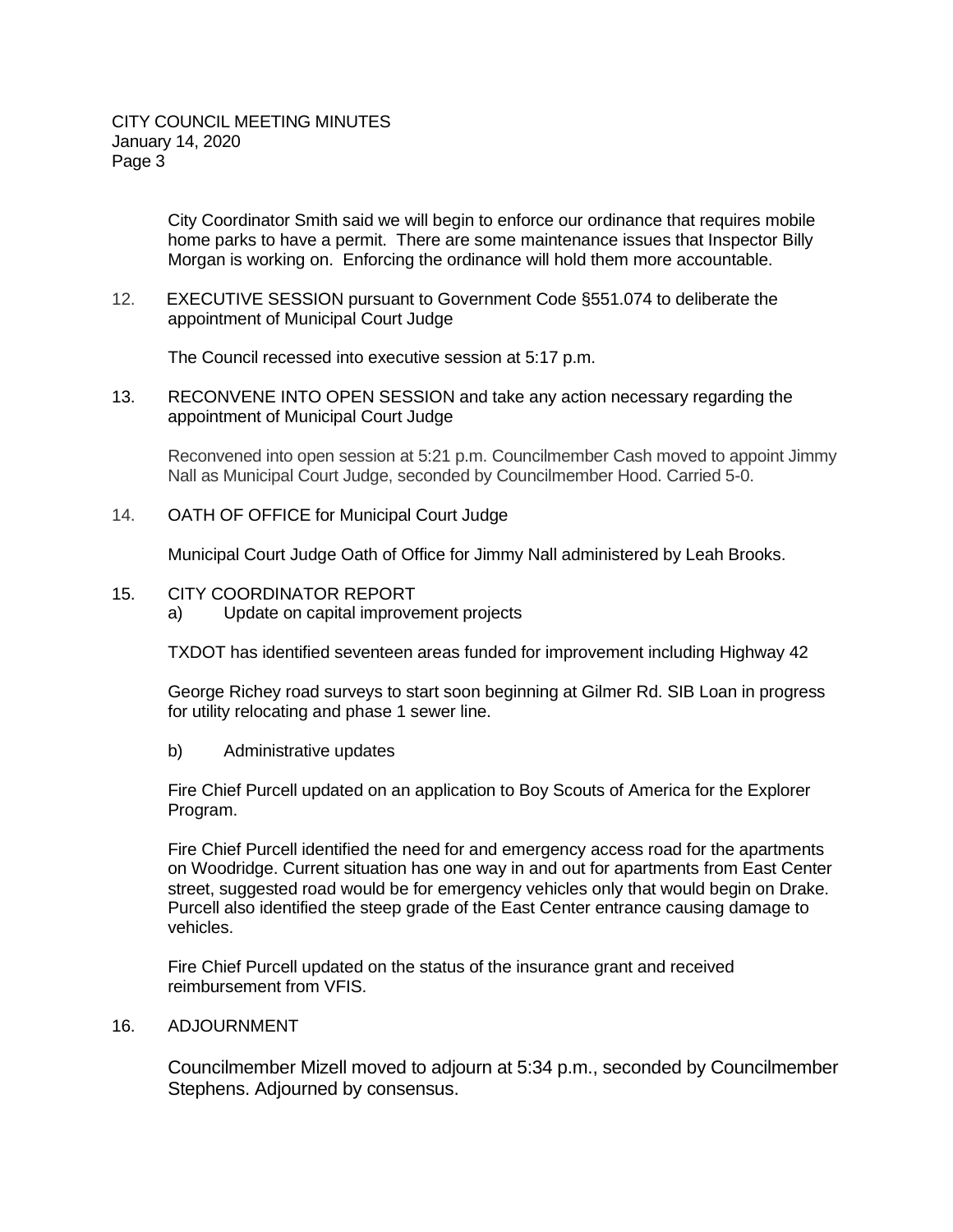City Coordinator Smith said we will begin to enforce our ordinance that requires mobile home parks to have a permit. There are some maintenance issues that Inspector Billy Morgan is working on. Enforcing the ordinance will hold them more accountable.

12. EXECUTIVE SESSION pursuant to Government Code §551.074 to deliberate the appointment of Municipal Court Judge

    The Council recessed into executive session at 5:17 p.m.

13. RECONVENE INTO OPEN SESSION and take any action necessary regarding the appointment of Municipal Court Judge

    Reconvened into open session at 5:21 p.m. Councilmember Cash moved to appoint Jimmy Nall as Municipal Court Judge, seconded by Councilmember Hood. Carried 5-0.

14. OATH OF OFFICE for Municipal Court Judge

    Municipal Court Judge Oath of Office for Jimmy Nall administered by Leah Brooks.

15. CITY COORDINATOR REPORT
    a) Update on capital improvement projects

    TXDOT has identified seventeen areas funded for improvement including Highway 42

    George Richey road surveys to start soon beginning at Gilmer Rd. SIB Loan in progress for utility relocating and phase 1 sewer line.

    b) Administrative updates

    Fire Chief Purcell updated on an application to Boy Scouts of America for the Explorer Program.

    Fire Chief Purcell identified the need for and emergency access road for the apartments on Woodridge. Current situation has one way in and out for apartments from East Center street, suggested road would be for emergency vehicles only that would begin on Drake. Purcell also identified the steep grade of the East Center entrance causing damage to vehicles.

    Fire Chief Purcell updated on the status of the insurance grant and received reimbursement from VFIS.

16. ADJOURNMENT

    Councilmember Mizell moved to adjourn at 5:34 p.m., seconded by Councilmember Stephens. Adjourned by consensus.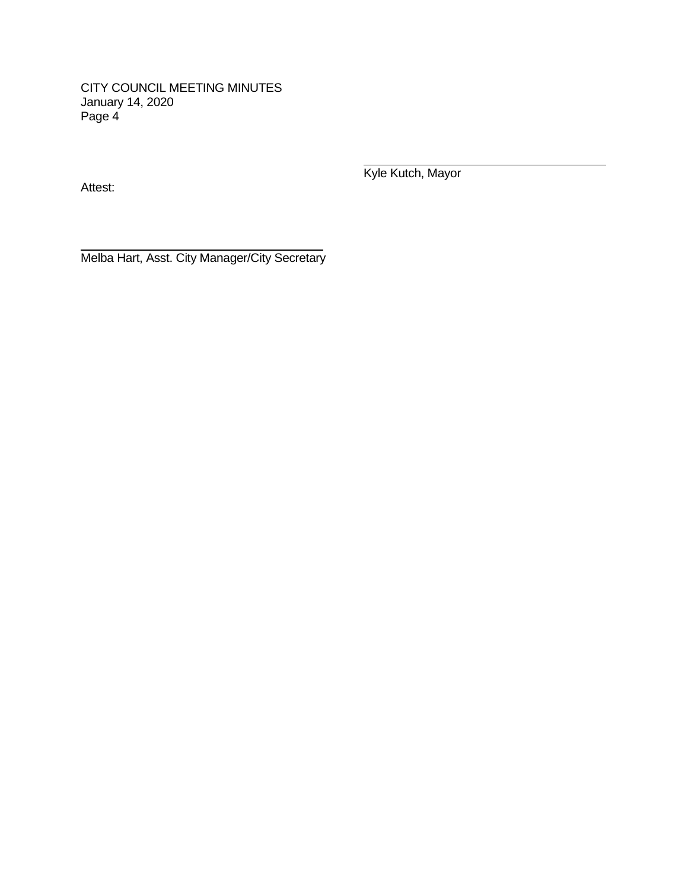\_\_\_\_\_\_\_\_\_\_\_\_\_\_\_\_\_\_\_\_\_\_\_\_\_\_\_\_\_\_\_\_\_\_\_\_
Kyle Kutch, Mayor

Attest:

\_\_\_\_\_\_\_\_\_\_\_\_\_\_\_\_\_\_\_\_\_\_\_\_\_\_\_\_\_\_\_\_\_\_\_\_
Melba Hart, Asst. City Manager/City Secretary